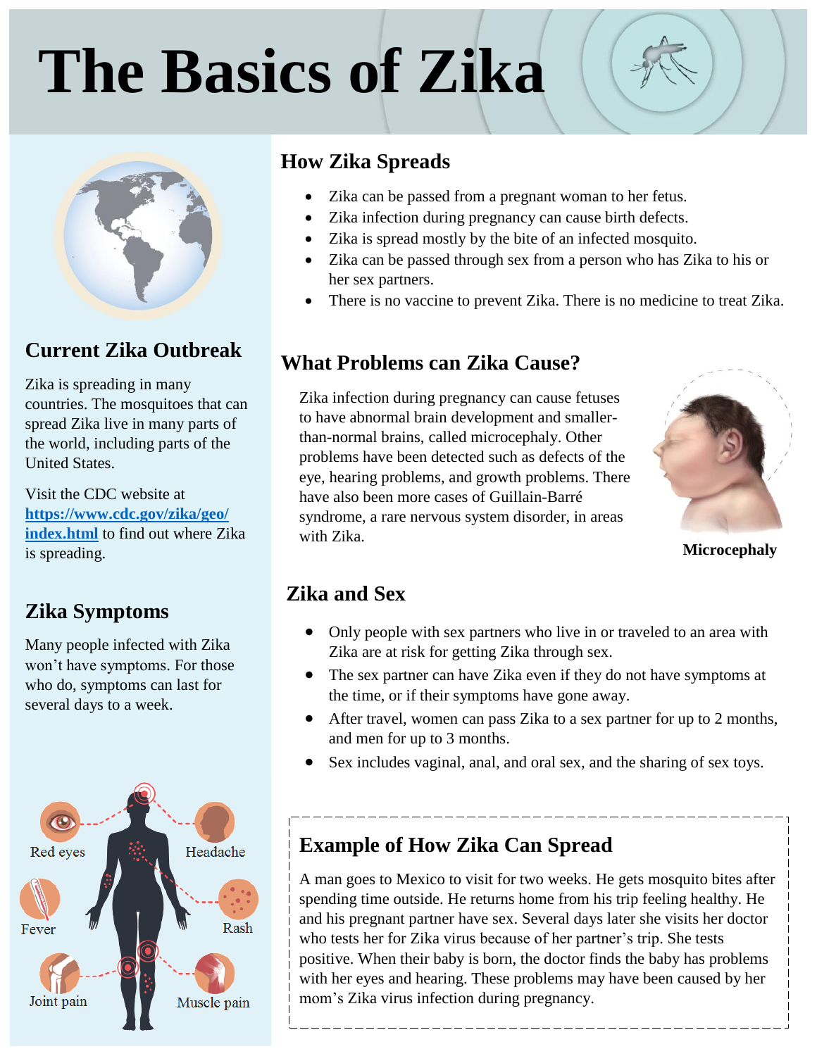# The Basics of Zika

## Current Zika Outbreak

Zika is spreading in many countries. The mosquitoes that can spread Zika live in many parts of the world, including parts of the United States.

Visit the CDC website at **https://www.cdc.gov/zika/geo/index.html** to find out where Zika is spreading.

## Zika Symptoms

Many people infected with Zika won't have symptoms. For those who do, symptoms can last for several days to a week.

Red eyes

Headache

Fever

Rash

Joint pain

Muscle pain

## How Zika Spreads

- Zika can be passed from a pregnant woman to her fetus.
- Zika infection during pregnancy can cause birth defects.
- Zika is spread mostly by the bite of an infected mosquito.
- Zika can be passed through sex from a person who has Zika to his or her sex partners.
- There is no vaccine to prevent Zika. There is no medicine to treat Zika.

## What Problems can Zika Cause?

Zika infection during pregnancy can cause fetuses to have abnormal brain development and smaller-than-normal brains, called microcephaly. Other problems have been detected such as defects of the eye, hearing problems, and growth problems. There have also been more cases of Guillain-Barré syndrome, a rare nervous system disorder, in areas with Zika.

**Microcephaly**

## Zika and Sex

- Only people with sex partners who live in or traveled to an area with Zika are at risk for getting Zika through sex.
- The sex partner can have Zika even if they do not have symptoms at the time, or if their symptoms have gone away.
- After travel, women can pass Zika to a sex partner for up to 2 months, and men for up to 3 months.
- Sex includes vaginal, anal, and oral sex, and the sharing of sex toys.

## Example of How Zika Can Spread

A man goes to Mexico to visit for two weeks. He gets mosquito bites after spending time outside. He returns home from his trip feeling healthy. He and his pregnant partner have sex. Several days later she visits her doctor who tests her for Zika virus because of her partner's trip. She tests positive. When their baby is born, the doctor finds the baby has problems with her eyes and hearing. These problems may have been caused by her mom's Zika virus infection during pregnancy.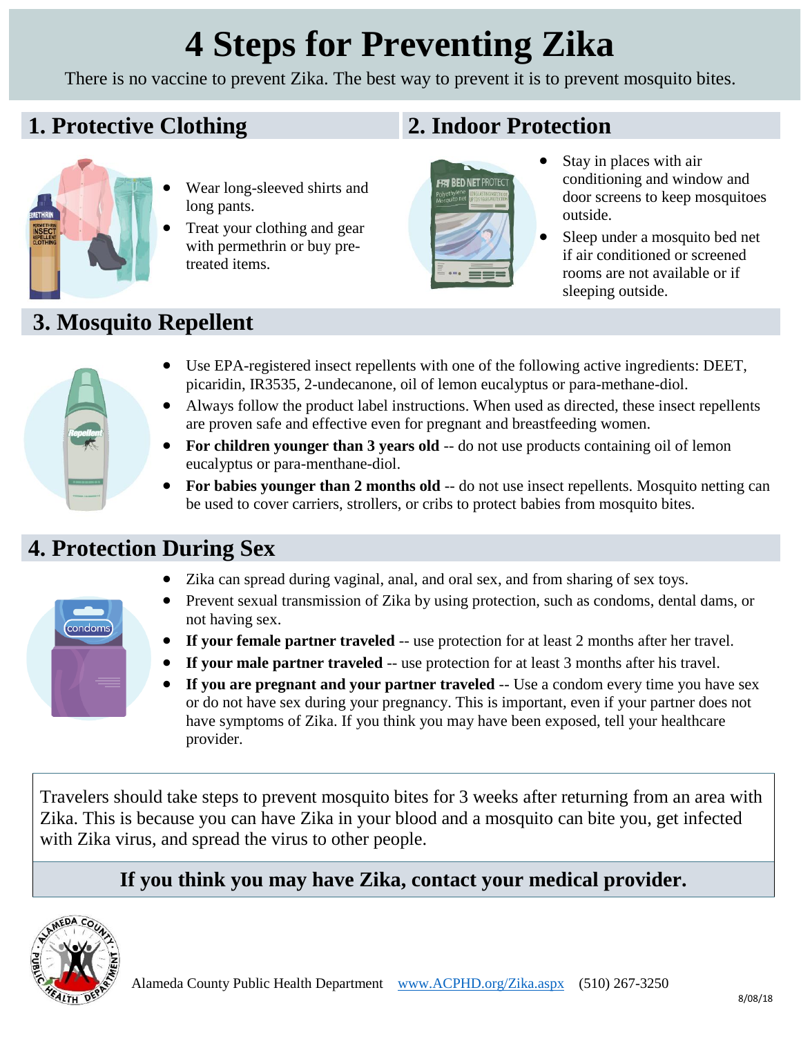# 4 Steps for Preventing Zika

There is no vaccine to prevent Zika. The best way to prevent it is to prevent mosquito bites.

## 1. Protective Clothing

- Wear long-sleeved shirts and long pants.
- Treat your clothing and gear with permethrin or buy pre-treated items.

## 2. Indoor Protection

- Stay in places with air conditioning and window and door screens to keep mosquitoes outside.
- Sleep under a mosquito bed net if air conditioned or screened rooms are not available or if sleeping outside.

## 3. Mosquito Repellent

- Use EPA-registered insect repellents with one of the following active ingredients: DEET, picaridin, IR3535, 2-undecanone, oil of lemon eucalyptus or para-methane-diol.
- Always follow the product label instructions. When used as directed, these insect repellents are proven safe and effective even for pregnant and breastfeeding women.
- **For children younger than 3 years old** -- do not use products containing oil of lemon eucalyptus or para-menthane-diol.
- **For babies younger than 2 months old** -- do not use insect repellents. Mosquito netting can be used to cover carriers, strollers, or cribs to protect babies from mosquito bites.

## 4. Protection During Sex

- Zika can spread during vaginal, anal, and oral sex, and from sharing of sex toys.
- Prevent sexual transmission of Zika by using protection, such as condoms, dental dams, or not having sex.
- **If your female partner traveled** -- use protection for at least 2 months after her travel.
- **If your male partner traveled** -- use protection for at least 3 months after his travel.
- **If you are pregnant and your partner traveled** -- Use a condom every time you have sex or do not have sex during your pregnancy. This is important, even if your partner does not have symptoms of Zika. If you think you may have been exposed, tell your healthcare provider.

Travelers should take steps to prevent mosquito bites for 3 weeks after returning from an area with Zika. This is because you can have Zika in your blood and a mosquito can bite you, get infected with Zika virus, and spread the virus to other people.

**If you think you may have Zika, contact your medical provider.**

Alameda County Public Health Department www.ACPHD.org/Zika.aspx (510) 267-3250

8/08/18